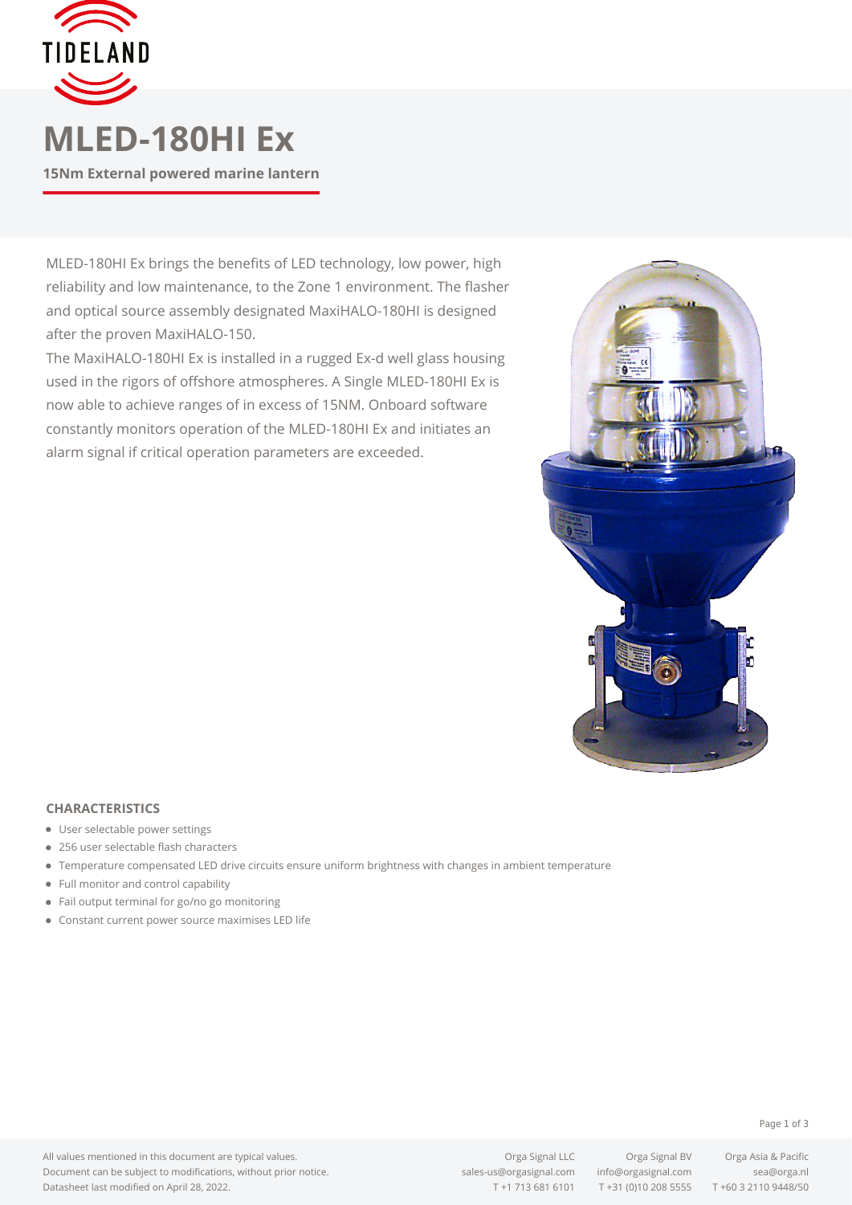# MLED-180HI Ex

**15Nm External powered marine lantern**

MLED-180HI Ex brings the benefits of LED technology, low power, high reliability and low maintenance, to the Zone 1 environment. The flasher and optical source assembly designated MaxiHALO-180HI is designed after the proven MaxiHALO-150.

The MaxiHALO-180HI Ex is installed in a rugged Ex-d well glass housing used in the rigors of offshore atmospheres. A Single MLED-180HI Ex is now able to achieve ranges of in excess of 15NM. Onboard software constantly monitors operation of the MLED-180HI Ex and initiates an alarm signal if critical operation parameters are exceeded.

## CHARACTERISTICS

- User selectable power settings
- 256 user selectable flash characters
- Temperature compensated LED drive circuits ensure uniform brightness with changes in ambient temperature
- Full monitor and control capability
- Fail output terminal for go/no go monitoring
- Constant current power source maximises LED life

All values mentioned in this document are typical values.
Document can be subject to modifications, without prior notice.
Datasheet last modified on April 28, 2022.

Orga Signal LLC
sales-us@orgasignal.com
T +1 713 681 6101

Orga Signal BV
info@orgasignal.com
T +31 (0)10 208 5555

Orga Asia & Pacific
sea@orga.nl
T +60 3 2110 9448/50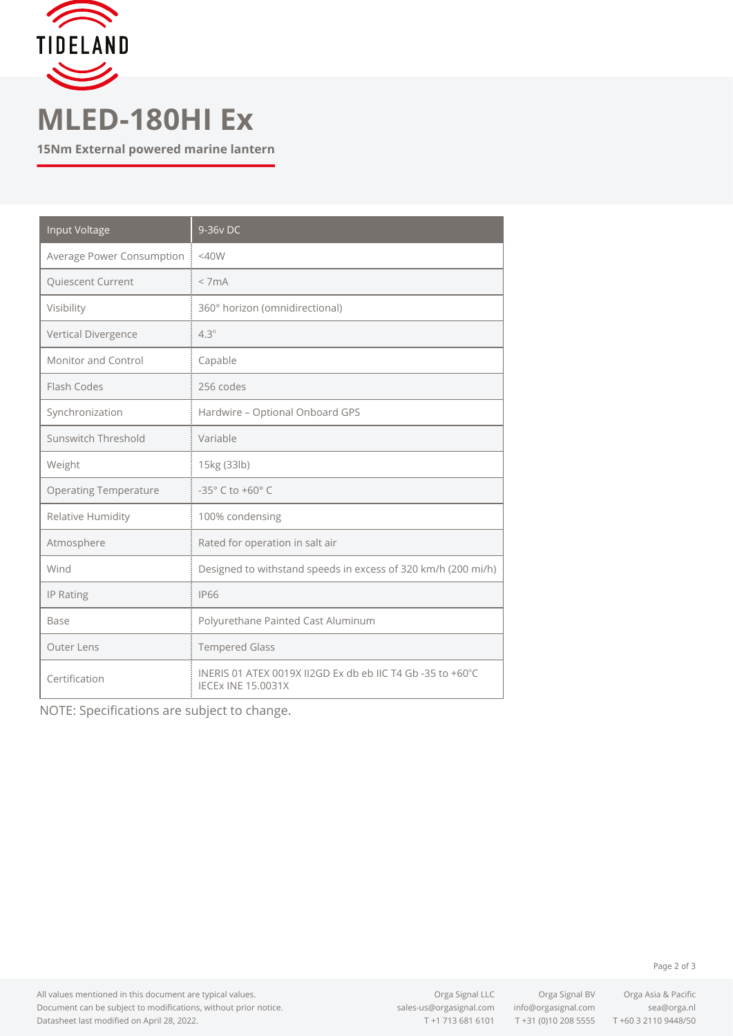# MLED-180HI Ex

**15Nm External powered marine lantern**

| Input Voltage | 9-36v DC |
|---|---|
| Average Power Consumption | <40W |
| Quiescent Current | < 7mA |
| Visibility | 360° horizon (omnidirectional) |
| Vertical Divergence | 4.3° |
| Monitor and Control | Capable |
| Flash Codes | 256 codes |
| Synchronization | Hardwire – Optional Onboard GPS |
| Sunswitch Threshold | Variable |
| Weight | 15kg (33lb) |
| Operating Temperature | -35° C to +60° C |
| Relative Humidity | 100% condensing |
| Atmosphere | Rated for operation in salt air |
| Wind | Designed to withstand speeds in excess of 320 km/h (200 mi/h) |
| IP Rating | IP66 |
| Base | Polyurethane Painted Cast Aluminum |
| Outer Lens | Tempered Glass |
| Certification | INERIS 01 ATEX 0019X II2GD Ex db eb IIC T4 Gb -35 to +60°C<br>IECEx INE 15.0031X |

NOTE: Specifications are subject to change.

All values mentioned in this document are typical values.
Document can be subject to modifications, without prior notice.
Datasheet last modified on April 28, 2022.

Orga Signal LLC
sales-us@orgasignal.com
T +1 713 681 6101

Orga Signal BV
info@orgasignal.com
T +31 (0)10 208 5555

Orga Asia & Pacific
sea@orga.nl
T +60 3 2110 9448/50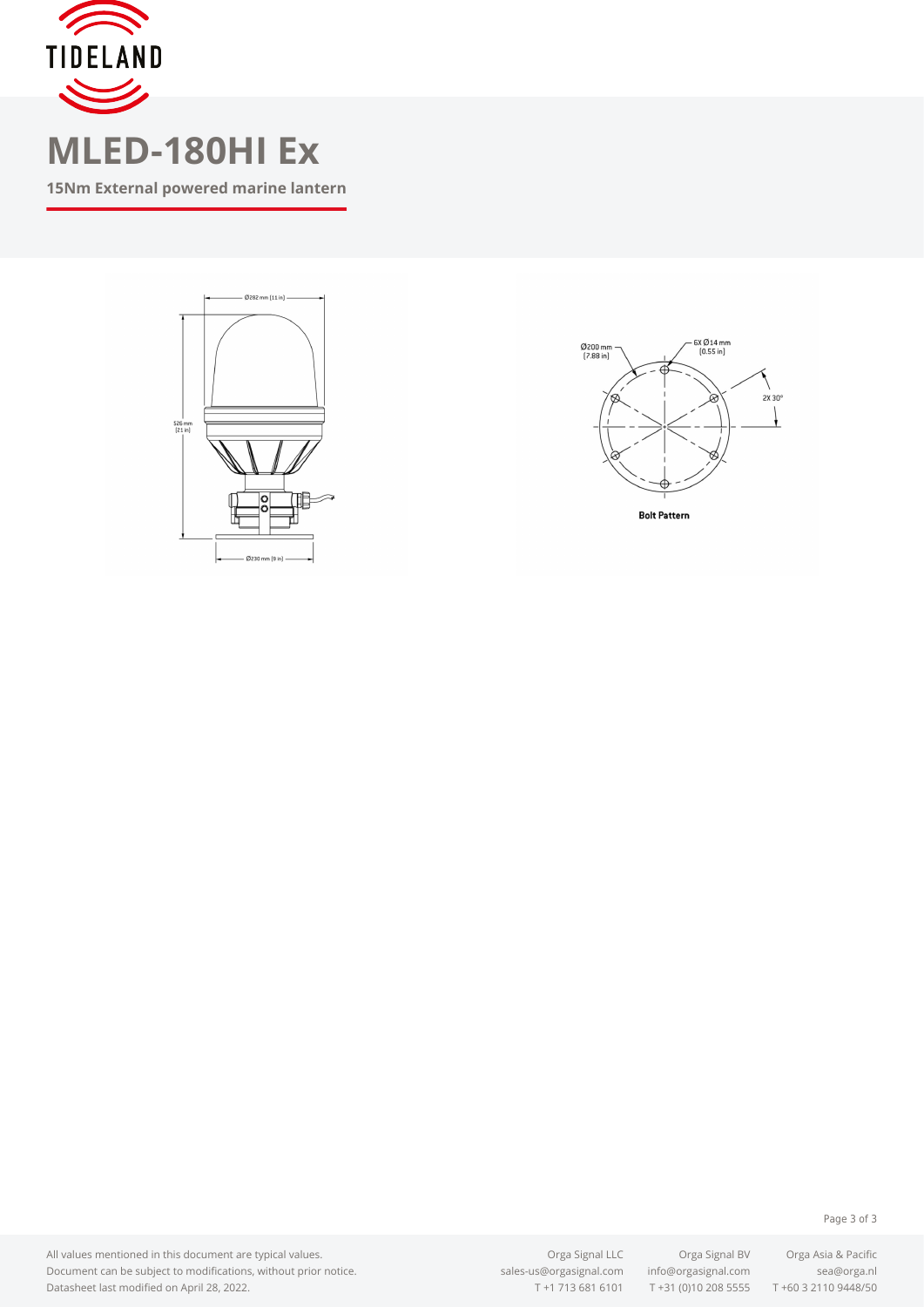# MLED-180HI Ex

**15Nm External powered marine lantern**

Ø282 mm [11 in]

526 mm [21 in]

Ø230 mm [9 in]

Ø200 mm [7.88 in]

6X Ø14 mm [0.55 in]

2X 30°

**Bolt Pattern**

All values mentioned in this document are typical values.
Document can be subject to modifications, without prior notice.
Datasheet last modified on April 28, 2022.

Orga Signal LLC
sales-us@orgasignal.com
T +1 713 681 6101

Orga Signal BV
info@orgasignal.com
T +31 (0)10 208 5555

Orga Asia & Pacific
sea@orga.nl
T +60 3 2110 9448/50